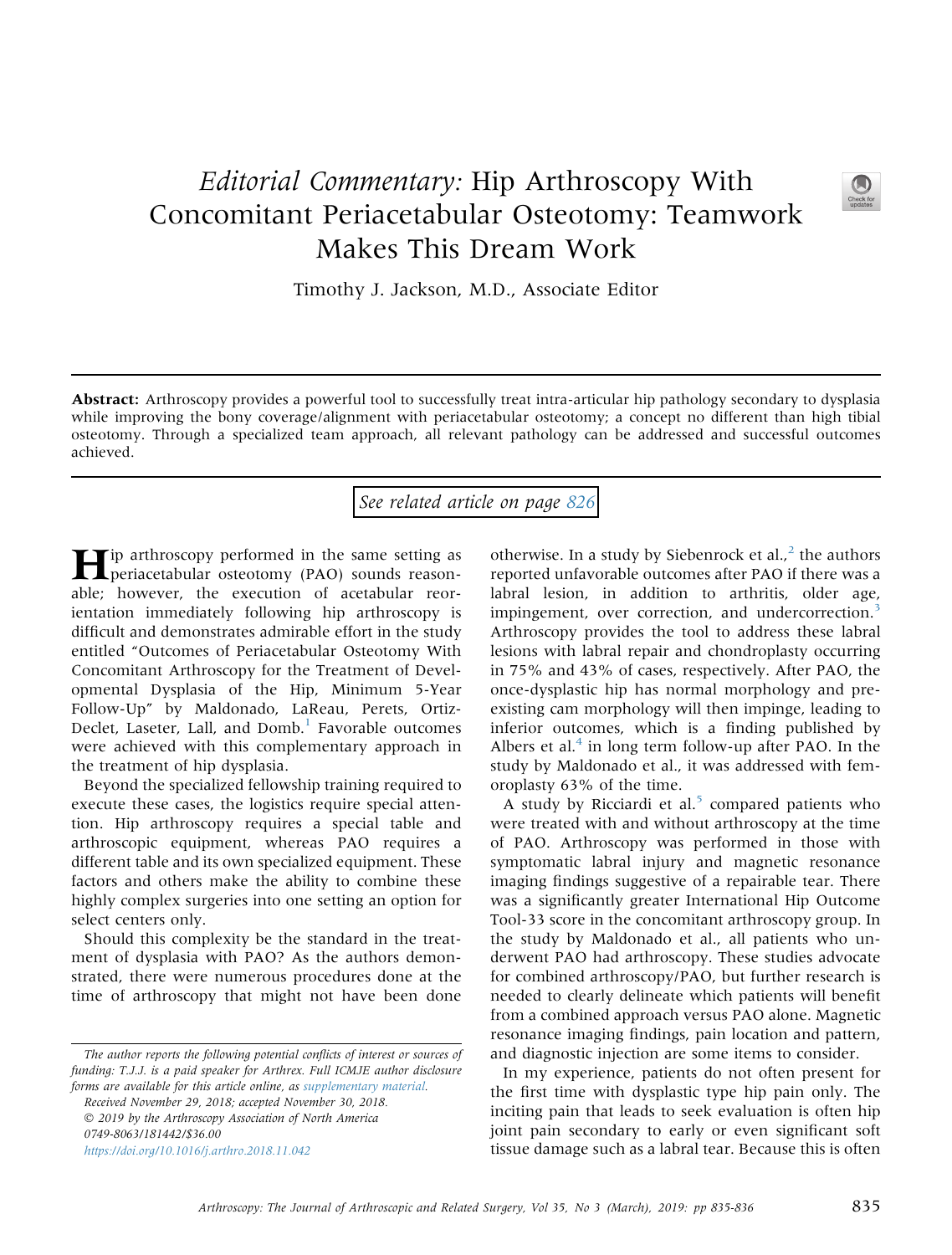# *Editorial Commentary:* Hip Arthroscopy With Concomitant Periacetabular Osteotomy: Teamwork Makes This Dream Work

Timothy J. Jackson, M.D., Associate Editor

**Abstract:** Arthroscopy provides a powerful tool to successfully treat intra-articular hip pathology secondary to dysplasia while improving the bony coverage/alignment with periacetabular osteotomy; a concept no different than high tibial osteotomy. Through a specialized team approach, all relevant pathology can be addressed and successful outcomes achieved.

*See related article on page 826*

Hip arthroscopy performed in the same setting as periacetabular osteotomy (PAO) sounds reasonable; however, the execution of acetabular reorientation immediately following hip arthroscopy is difficult and demonstrates admirable effort in the study entitled "Outcomes of Periacetabular Osteotomy With Concomitant Arthroscopy for the Treatment of Developmental Dysplasia of the Hip, Minimum 5-Year Follow-Up" by Maldonado, LaReau, Perets, Ortiz-Declet, Laseter, Lall, and Domb.[1] Favorable outcomes were achieved with this complementary approach in the treatment of hip dysplasia.

Beyond the specialized fellowship training required to execute these cases, the logistics require special attention. Hip arthroscopy requires a special table and arthroscopic equipment, whereas PAO requires a different table and its own specialized equipment. These factors and others make the ability to combine these highly complex surgeries into one setting an option for select centers only.

Should this complexity be the standard in the treatment of dysplasia with PAO? As the authors demonstrated, there were numerous procedures done at the time of arthroscopy that might not have been done otherwise. In a study by Siebenrock et al.,[2] the authors reported unfavorable outcomes after PAO if there was a labral lesion, in addition to arthritis, older age, impingement, over correction, and undercorrection.[3] Arthroscopy provides the tool to address these labral lesions with labral repair and chondroplasty occurring in 75% and 43% of cases, respectively. After PAO, the once-dysplastic hip has normal morphology and preexisting cam morphology will then impinge, leading to inferior outcomes, which is a finding published by Albers et al.[4] in long term follow-up after PAO. In the study by Maldonado et al., it was addressed with femoroplasty 63% of the time.

A study by Ricciardi et al.[5] compared patients who were treated with and without arthroscopy at the time of PAO. Arthroscopy was performed in those with symptomatic labral injury and magnetic resonance imaging findings suggestive of a repairable tear. There was a significantly greater International Hip Outcome Tool-33 score in the concomitant arthroscopy group. In the study by Maldonado et al., all patients who underwent PAO had arthroscopy. These studies advocate for combined arthroscopy/PAO, but further research is needed to clearly delineate which patients will benefit from a combined approach versus PAO alone. Magnetic resonance imaging findings, pain location and pattern, and diagnostic injection are some items to consider.

In my experience, patients do not often present for the first time with dysplastic type hip pain only. The inciting pain that leads to seek evaluation is often hip joint pain secondary to early or even significant soft tissue damage such as a labral tear. Because this is often

*The author reports the following potential conflicts of interest or sources of funding: T.J.J. is a paid speaker for Arthrex. Full ICMJE author disclosure forms are available for this article online, as supplementary material.*

Received November 29, 2018; accepted November 30, 2018.

© 2019 by the Arthroscopy Association of North America

0749-8063/181442/$36.00

https://doi.org/10.1016/j.arthro.2018.11.042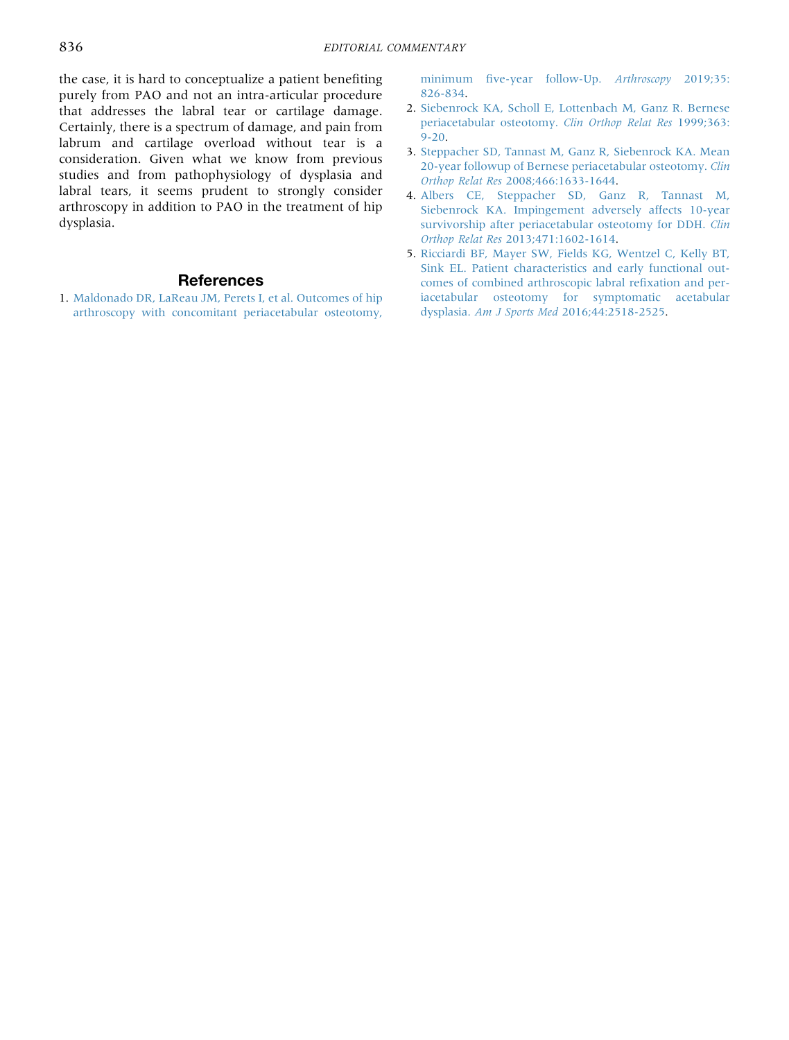the case, it is hard to conceptualize a patient benefiting purely from PAO and not an intra-articular procedure that addresses the labral tear or cartilage damage. Certainly, there is a spectrum of damage, and pain from labrum and cartilage overload without tear is a consideration. Given what we know from previous studies and from pathophysiology of dysplasia and labral tears, it seems prudent to strongly consider arthroscopy in addition to PAO in the treatment of hip dysplasia.

## References

1. Maldonado DR, LaReau JM, Perets I, et al. Outcomes of hip arthroscopy with concomitant periacetabular osteotomy, minimum five-year follow-Up. *Arthroscopy* 2019;35: 826-834.
2. Siebenrock KA, Scholl E, Lottenbach M, Ganz R. Bernese periacetabular osteotomy. *Clin Orthop Relat Res* 1999;363: 9-20.
3. Steppacher SD, Tannast M, Ganz R, Siebenrock KA. Mean 20-year followup of Bernese periacetabular osteotomy. *Clin Orthop Relat Res* 2008;466:1633-1644.
4. Albers CE, Steppacher SD, Ganz R, Tannast M, Siebenrock KA. Impingement adversely affects 10-year survivorship after periacetabular osteotomy for DDH. *Clin Orthop Relat Res* 2013;471:1602-1614.
5. Ricciardi BF, Mayer SW, Fields KG, Wentzel C, Kelly BT, Sink EL. Patient characteristics and early functional outcomes of combined arthroscopic labral refixation and periacetabular osteotomy for symptomatic acetabular dysplasia. *Am J Sports Med* 2016;44:2518-2525.